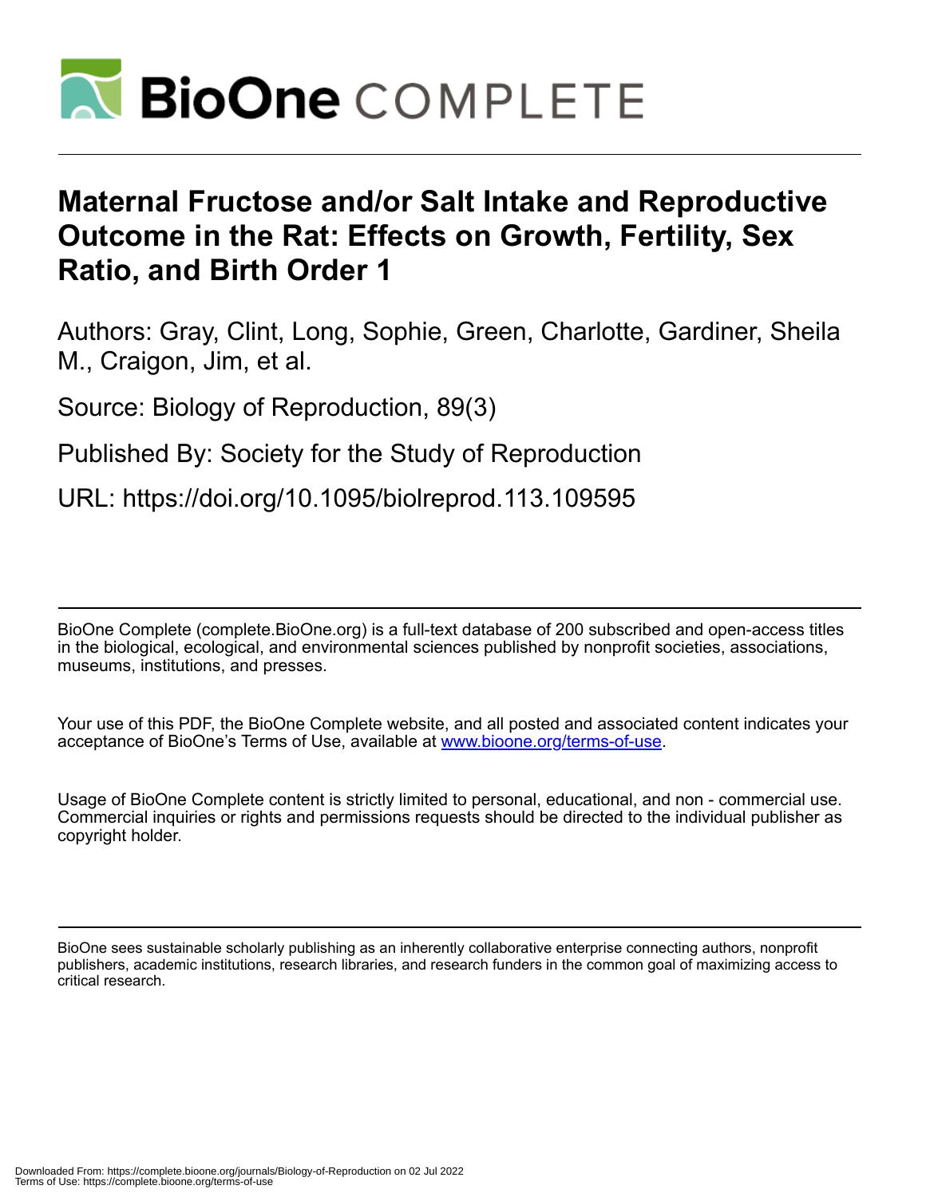# Maternal Fructose and/or Salt Intake and Reproductive Outcome in the Rat: Effects on Growth, Fertility, Sex Ratio, and Birth Order 1

Authors: Gray, Clint, Long, Sophie, Green, Charlotte, Gardiner, Sheila M., Craigon, Jim, et al.

Source: Biology of Reproduction, 89(3)

Published By: Society for the Study of Reproduction

URL: https://doi.org/10.1095/biolreprod.113.109595

---

BioOne Complete (complete.BioOne.org) is a full-text database of 200 subscribed and open-access titles in the biological, ecological, and environmental sciences published by nonprofit societies, associations, museums, institutions, and presses.

Your use of this PDF, the BioOne Complete website, and all posted and associated content indicates your acceptance of BioOne's Terms of Use, available at www.bioone.org/terms-of-use.

Usage of BioOne Complete content is strictly limited to personal, educational, and non - commercial use. Commercial inquiries or rights and permissions requests should be directed to the individual publisher as copyright holder.

---

BioOne sees sustainable scholarly publishing as an inherently collaborative enterprise connecting authors, nonprofit publishers, academic institutions, research libraries, and research funders in the common goal of maximizing access to critical research.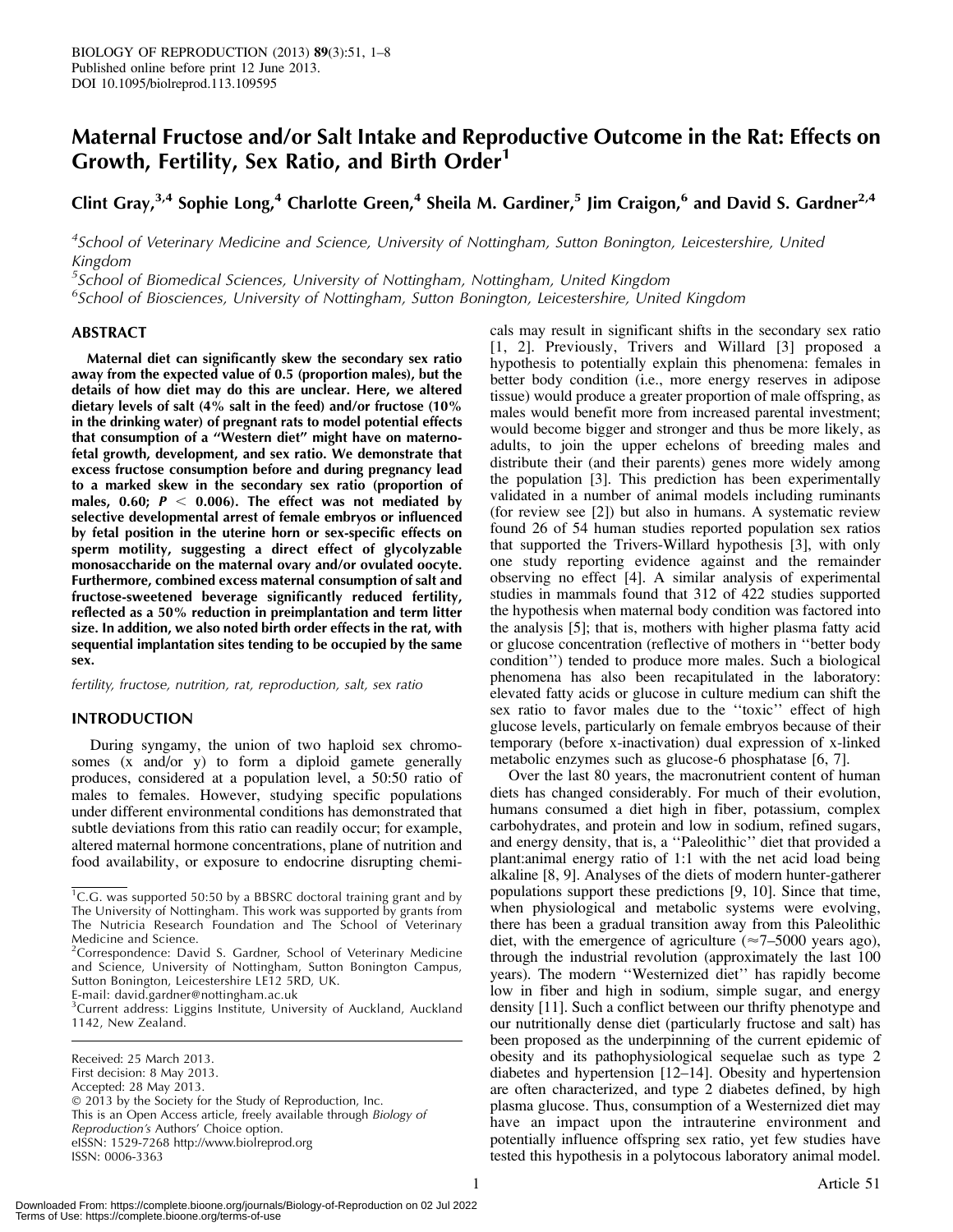Maternal Fructose and/or Salt Intake and Reproductive Outcome in the Rat: Effects on Growth, Fertility, Sex Ratio, and Birth Order[1]

Clint Gray,[3,4] Sophie Long,[4] Charlotte Green,[4] Sheila M. Gardiner,[5] Jim Craigon,[6] and David S. Gardner[2,4]

[4]School of Veterinary Medicine and Science, University of Nottingham, Sutton Bonington, Leicestershire, United Kingdom
[5]School of Biomedical Sciences, University of Nottingham, Nottingham, United Kingdom
[6]School of Biosciences, University of Nottingham, Sutton Bonington, Leicestershire, United Kingdom

## ABSTRACT

**Maternal diet can significantly skew the secondary sex ratio away from the expected value of 0.5 (proportion males), but the details of how diet may do this are unclear. Here, we altered dietary levels of salt (4% salt in the feed) and/or fructose (10% in the drinking water) of pregnant rats to model potential effects that consumption of a "Western diet" might have on materno-fetal growth, development, and sex ratio. We demonstrate that excess fructose consumption before and during pregnancy lead to a marked skew in the secondary sex ratio (proportion of males, 0.60; $P < 0.006$). The effect was not mediated by selective developmental arrest of female embryos or influenced by fetal position in the uterine horn or sex-specific effects on sperm motility, suggesting a direct effect of glycolyzable monosaccharide on the maternal ovary and/or ovulated oocyte. Furthermore, combined excess maternal consumption of salt and fructose-sweetened beverage significantly reduced fertility, reflected as a 50% reduction in preimplantation and term litter size. In addition, we also noted birth order effects in the rat, with sequential implantation sites tending to be occupied by the same sex.**

*fertility, fructose, nutrition, rat, reproduction, salt, sex ratio*

## INTRODUCTION

During syngamy, the union of two haploid sex chromosomes (x and/or y) to form a diploid gamete generally produces, considered at a population level, a 50:50 ratio of males to females. However, studying specific populations under different environmental conditions has demonstrated that subtle deviations from this ratio can readily occur; for example, altered maternal hormone concentrations, plane of nutrition and food availability, or exposure to endocrine disrupting chemicals may result in significant shifts in the secondary sex ratio [1, 2]. Previously, Trivers and Willard [3] proposed a hypothesis to potentially explain this phenomena: females in better body condition (i.e., more energy reserves in adipose tissue) would produce a greater proportion of male offspring, as males would benefit more from increased parental investment; would become bigger and stronger and thus be more likely, as adults, to join the upper echelons of breeding males and distribute their (and their parents) genes more widely among the population [3]. This prediction has been experimentally validated in a number of animal models including ruminants (for review see [2]) but also in humans. A systematic review found 26 of 54 human studies reported population sex ratios that supported the Trivers-Willard hypothesis [3], with only one study reporting evidence against and the remainder observing no effect [4]. A similar analysis of experimental studies in mammals found that 312 of 422 studies supported the hypothesis when maternal body condition was factored into the analysis [5]; that is, mothers with higher plasma fatty acid or glucose concentration (reflective of mothers in "better body condition") tended to produce more males. Such a biological phenomena has also been recapitulated in the laboratory: elevated fatty acids or glucose in culture medium can shift the sex ratio to favor males due to the "toxic" effect of high glucose levels, particularly on female embryos because of their temporary (before x-inactivation) dual expression of x-linked metabolic enzymes such as glucose-6 phosphatase [6, 7].

Over the last 80 years, the macronutrient content of human diets has changed considerably. For much of their evolution, humans consumed a diet high in fiber, potassium, complex carbohydrates, and protein and low in sodium, refined sugars, and energy density, that is, a "Paleolithic" diet that provided a plant:animal energy ratio of 1:1 with the net acid load being alkaline [8, 9]. Analyses of the diets of modern hunter-gatherer populations support these predictions [9, 10]. Since that time, when physiological and metabolic systems were evolving, there has been a gradual transition away from this Paleolithic diet, with the emergence of agriculture (≈7–5000 years ago), through the industrial revolution (approximately the last 100 years). The modern "Westernized diet" has rapidly become low in fiber and high in sodium, simple sugar, and energy density [11]. Such a conflict between our thrifty phenotype and our nutritionally dense diet (particularly fructose and salt) has been proposed as the underpinning of the current epidemic of obesity and its pathophysiological sequelae such as type 2 diabetes and hypertension [12–14]. Obesity and hypertension are often characterized, and type 2 diabetes defined, by high plasma glucose. Thus, consumption of a Westernized diet may have an impact upon the intrauterine environment and potentially influence offspring sex ratio, yet few studies have tested this hypothesis in a polytocous laboratory animal model.

[1]C.G. was supported 50:50 by a BBSRC doctoral training grant and by The University of Nottingham. This work was supported by grants from The Nutricia Research Foundation and The School of Veterinary Medicine and Science.
[2]Correspondence: David S. Gardner, School of Veterinary Medicine and Science, University of Nottingham, Sutton Bonington Campus, Sutton Bonington, Leicestershire LE12 5RD, UK.
E-mail: david.gardner@nottingham.ac.uk
[3]Current address: Liggins Institute, University of Auckland, Auckland 1142, New Zealand.

Received: 25 March 2013.
First decision: 8 May 2013.
Accepted: 28 May 2013.
© 2013 by the Society for the Study of Reproduction, Inc.
This is an Open Access article, freely available through *Biology of Reproduction's* Authors' Choice option.
eISSN: 1529-7268 http://www.biolreprod.org
ISSN: 0006-3363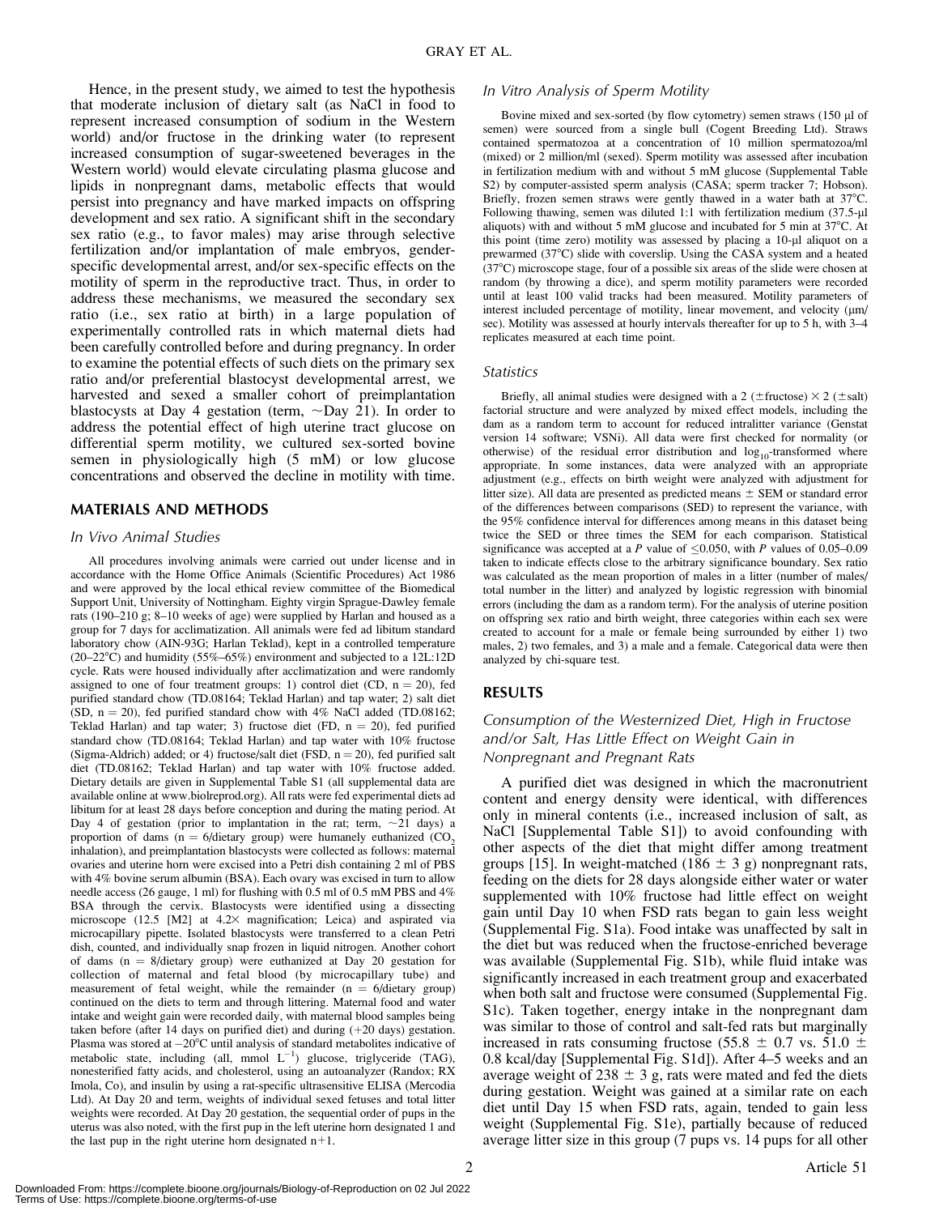Hence, in the present study, we aimed to test the hypothesis that moderate inclusion of dietary salt (as NaCl in food to represent increased consumption of sodium in the Western world) and/or fructose in the drinking water (to represent increased consumption of sugar-sweetened beverages in the Western world) would elevate circulating plasma glucose and lipids in nonpregnant dams, metabolic effects that would persist into pregnancy and have marked impacts on offspring development and sex ratio. A significant shift in the secondary sex ratio (e.g., to favor males) may arise through selective fertilization and/or implantation of male embryos, gender-specific developmental arrest, and/or sex-specific effects on the motility of sperm in the reproductive tract. Thus, in order to address these mechanisms, we measured the secondary sex ratio (i.e., sex ratio at birth) in a large population of experimentally controlled rats in which maternal diets had been carefully controlled before and during pregnancy. In order to examine the potential effects of such diets on the primary sex ratio and/or preferential blastocyst developmental arrest, we harvested and sexed a smaller cohort of preimplantation blastocysts at Day 4 gestation (term, ~Day 21). In order to address the potential effect of high uterine tract glucose on differential sperm motility, we cultured sex-sorted bovine semen in physiologically high (5 mM) or low glucose concentrations and observed the decline in motility with time.

## MATERIALS AND METHODS

### In Vivo Animal Studies

All procedures involving animals were carried out under license and in accordance with the Home Office Animals (Scientific Procedures) Act 1986 and were approved by the local ethical review committee of the Biomedical Support Unit, University of Nottingham. Eighty virgin Sprague-Dawley female rats (190–210 g; 8–10 weeks of age) were supplied by Harlan and housed as a group for 7 days for acclimatization. All animals were fed ad libitum standard laboratory chow (AIN-93G; Harlan Teklad), kept in a controlled temperature (20–22°C) and humidity (55%–65%) environment and subjected to a 12L:12D cycle. Rats were housed individually after acclimatization and were randomly assigned to one of four treatment groups: 1) control diet (CD, n = 20), fed purified standard chow (TD.08164; Teklad Harlan) and tap water; 2) salt diet (SD, n = 20), fed purified standard chow with 4% NaCl added (TD.08162; Teklad Harlan) and tap water; 3) fructose diet (FD, n = 20), fed purified standard chow (TD.08164; Teklad Harlan) and tap water with 10% fructose (Sigma-Aldrich) added; or 4) fructose/salt diet (FSD, n = 20), fed purified salt diet (TD.08162; Teklad Harlan) and tap water with 10% fructose added. Dietary details are given in Supplemental Table S1 (all supplemental data are available online at www.biolreprod.org). All rats were fed experimental diets ad libitum for at least 28 days before conception and during the mating period. At Day 4 of gestation (prior to implantation in the rat; term, ~21 days) a proportion of dams (n = 6/dietary group) were humanely euthanized ($CO_2$ inhalation), and preimplantation blastocysts were collected as follows: maternal ovaries and uterine horn were excised into a Petri dish containing 2 ml of PBS with 4% bovine serum albumin (BSA). Each ovary was excised in turn to allow needle access (26 gauge, 1 ml) for flushing with 0.5 ml of 0.5 mM PBS and 4% BSA through the cervix. Blastocysts were identified using a dissecting microscope (12.5 [M2] at 4.2× magnification; Leica) and aspirated via microcapillary pipette. Isolated blastocysts were transferred to a clean Petri dish, counted, and individually snap frozen in liquid nitrogen. Another cohort of dams (n = 8/dietary group) were euthanized at Day 20 gestation for collection of maternal and fetal blood (by microcapillary tube) and measurement of fetal weight, while the remainder (n = 6/dietary group) continued on the diets to term and through littering. Maternal food and water intake and weight gain were recorded daily, with maternal blood samples being taken before (after 14 days on purified diet) and during (+20 days) gestation. Plasma was stored at −20°C until analysis of standard metabolites indicative of metabolic state, including (all, mmol $L^{-1}$) glucose, triglyceride (TAG), nonesterified fatty acids, and cholesterol, using an autoanalyzer (Randox; RX Imola, Co), and insulin by using a rat-specific ultrasensitive ELISA (Mercodia Ltd). At Day 20 and term, weights of individual sexed fetuses and total litter weights were recorded. At Day 20 gestation, the sequential order of pups in the uterus was also noted, with the first pup in the left uterine horn designated 1 and the last pup in the right uterine horn designated n+1.

### In Vitro Analysis of Sperm Motility

Bovine mixed and sex-sorted (by flow cytometry) semen straws (150 µl of semen) were sourced from a single bull (Cogent Breeding Ltd). Straws contained spermatozoa at a concentration of 10 million spermatozoa/ml (mixed) or 2 million/ml (sexed). Sperm motility was assessed after incubation in fertilization medium with and without 5 mM glucose (Supplemental Table S2) by computer-assisted sperm analysis (CASA; sperm tracker 7; Hobson). Briefly, frozen semen straws were gently thawed in a water bath at 37°C. Following thawing, semen was diluted 1:1 with fertilization medium (37.5-µl aliquots) with and without 5 mM glucose and incubated for 5 min at 37°C. At this point (time zero) motility was assessed by placing a 10-µl aliquot on a prewarmed (37°C) slide with coverslip. Using the CASA system and a heated (37°C) microscope stage, four of a possible six areas of the slide were chosen at random (by throwing a dice), and sperm motility parameters were recorded until at least 100 valid tracks had been measured. Motility parameters of interest included percentage of motility, linear movement, and velocity (µm/sec). Motility was assessed at hourly intervals thereafter for up to 5 h, with 3–4 replicates measured at each time point.

### Statistics

Briefly, all animal studies were designed with a 2 (±fructose) × 2 (±salt) factorial structure and were analyzed by mixed effect models, including the dam as a random term to account for reduced intralitter variance (Genstat version 14 software; VSNi). All data were first checked for normality (or otherwise) of the residual error distribution and $\log_{10}$-transformed where appropriate. In some instances, data were analyzed with an appropriate adjustment (e.g., effects on birth weight were analyzed with adjustment for litter size). All data are presented as predicted means ± SEM or standard error of the differences between comparisons (SED) to represent the variance, with the 95% confidence interval for differences among means in this dataset being twice the SED or three times the SEM for each comparison. Statistical significance was accepted at a $P$ value of ≤0.050, with $P$ values of 0.05–0.09 taken to indicate effects close to the arbitrary significance boundary. Sex ratio was calculated as the mean proportion of males in a litter (number of males/total number in the litter) and analyzed by logistic regression with binomial errors (including the dam as a random term). For the analysis of uterine position on offspring sex ratio and birth weight, three categories within each sex were created to account for a male or female being surrounded by either 1) two males, 2) two females, and 3) a male and a female. Categorical data were then analyzed by chi-square test.

## RESULTS

### Consumption of the Westernized Diet, High in Fructose and/or Salt, Has Little Effect on Weight Gain in Nonpregnant and Pregnant Rats

A purified diet was designed in which the macronutrient content and energy density were identical, with differences only in mineral contents (i.e., increased inclusion of salt, as NaCl [Supplemental Table S1]) to avoid confounding with other aspects of the diet that might differ among treatment groups [15]. In weight-matched (186 ± 3 g) nonpregnant rats, feeding on the diets for 28 days alongside either water or water supplemented with 10% fructose had little effect on weight gain until Day 10 when FSD rats began to gain less weight (Supplemental Fig. S1a). Food intake was unaffected by salt in the diet but was reduced when the fructose-enriched beverage was available (Supplemental Fig. S1b), while fluid intake was significantly increased in each treatment group and exacerbated when both salt and fructose were consumed (Supplemental Fig. S1c). Taken together, energy intake in the nonpregnant dam was similar to those of control and salt-fed rats but marginally increased in rats consuming fructose (55.8 ± 0.7 vs. 51.0 ± 0.8 kcal/day [Supplemental Fig. S1d]). After 4–5 weeks and an average weight of 238 ± 3 g, rats were mated and fed the diets during gestation. Weight was gained at a similar rate on each diet until Day 15 when FSD rats, again, tended to gain less weight (Supplemental Fig. S1e), partially because of reduced average litter size in this group (7 pups vs. 14 pups for all other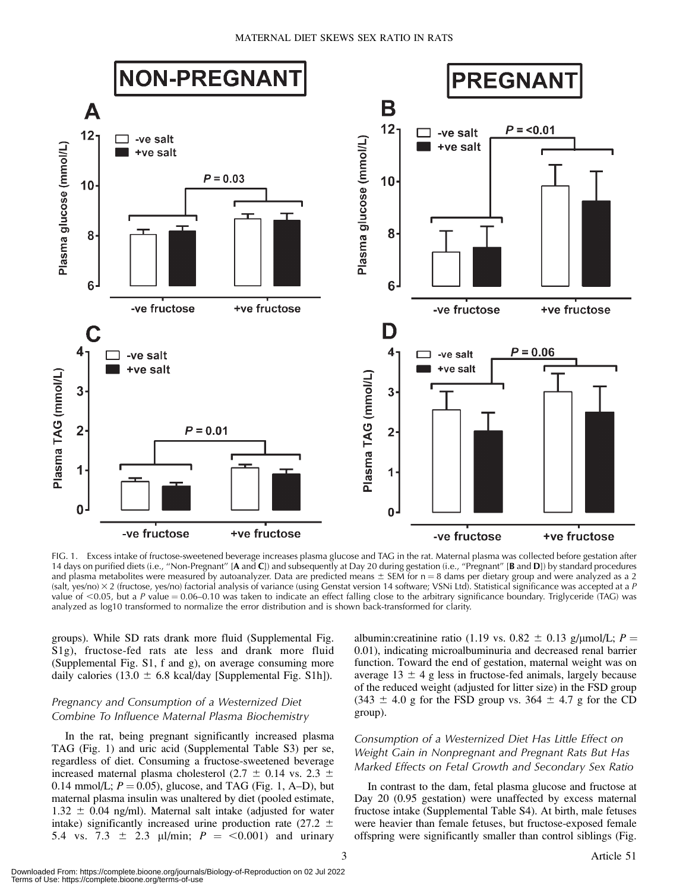FIG. 1. Excess intake of fructose-sweetened beverage increases plasma glucose and TAG in the rat. Maternal plasma was collected before gestation after 14 days on purified diets (i.e., "Non-Pregnant" [**A** and **C**]) and subsequently at Day 20 during gestation (i.e., "Pregnant" [**B** and **D**]) by standard procedures and plasma metabolites were measured by autoanalyzer. Data are predicted means ± SEM for n = 8 dams per dietary group and were analyzed as a 2 (salt, yes/no) × 2 (fructose, yes/no) factorial analysis of variance (using Genstat version 14 software; VSNi Ltd). Statistical significance was accepted at a *P* value of <0.05, but a *P* value = 0.06–0.10 was taken to indicate an effect falling close to the arbitrary significance boundary. Triglyceride (TAG) was analyzed as log10 transformed to normalize the error distribution and is shown back-transformed for clarity.

groups). While SD rats drank more fluid (Supplemental Fig. S1g), fructose-fed rats ate less and drank more fluid (Supplemental Fig. S1, f and g), on average consuming more daily calories (13.0 ± 6.8 kcal/day [Supplemental Fig. S1h]).

### *Pregnancy and Consumption of a Westernized Diet Combine To Influence Maternal Plasma Biochemistry*

In the rat, being pregnant significantly increased plasma TAG (Fig. 1) and uric acid (Supplemental Table S3) per se, regardless of diet. Consuming a fructose-sweetened beverage increased maternal plasma cholesterol (2.7 ± 0.14 vs. 2.3 ± 0.14 mmol/L; $P = 0.05$), glucose, and TAG (Fig. 1, A–D), but maternal plasma insulin was unaltered by diet (pooled estimate, 1.32 ± 0.04 ng/ml). Maternal salt intake (adjusted for water intake) significantly increased urine production rate (27.2 ± 5.4 vs. 7.3 ± 2.3 μl/min; $P = <0.001$) and urinary albumin:creatinine ratio (1.19 vs. 0.82 ± 0.13 g/μmol/L; $P = 0.01$), indicating microalbuminuria and decreased renal barrier function. Toward the end of gestation, maternal weight was on average 13 ± 4 g less in fructose-fed animals, largely because of the reduced weight (adjusted for litter size) in the FSD group (343 ± 4.0 g for the FSD group vs. 364 ± 4.7 g for the CD group).

### *Consumption of a Westernized Diet Has Little Effect on Weight Gain in Nonpregnant and Pregnant Rats But Has Marked Effects on Fetal Growth and Secondary Sex Ratio*

In contrast to the dam, fetal plasma glucose and fructose at Day 20 (0.95 gestation) were unaffected by excess maternal fructose intake (Supplemental Table S4). At birth, male fetuses were heavier than female fetuses, but fructose-exposed female offspring were significantly smaller than control siblings (Fig.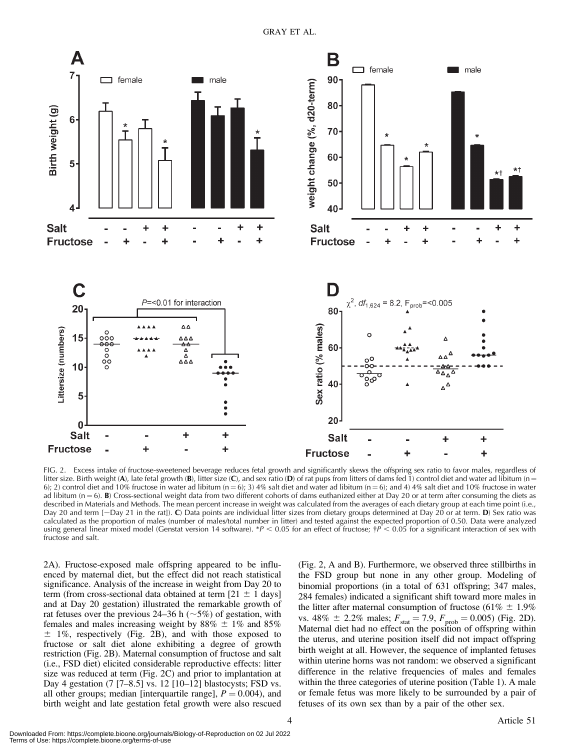FIG. 2. Excess intake of fructose-sweetened beverage reduces fetal growth and significantly skews the offspring sex ratio to favor males, regardless of litter size. Birth weight (**A**), late fetal growth (**B**), litter size (**C**), and sex ratio (**D**) of rat pups from litters of dams fed 1) control diet and water ad libitum (n = 6); 2) control diet and 10% fructose in water ad libitum (n = 6); 3) 4% salt diet and water ad libitum (n = 6); and 4) 4% salt diet and 10% fructose in water ad libitum (n = 6). **B**) Cross-sectional weight data from two different cohorts of dams euthanized either at Day 20 or at term after consuming the diets as described in Materials and Methods. The mean percent increase in weight was calculated from the averages of each dietary group at each time point (i.e., Day 20 and term [~Day 21 in the rat]). **C**) Data points are individual litter sizes from dietary groups determined at Day 20 or at term. **D**) Sex ratio was calculated as the proportion of males (number of males/total number in litter) and tested against the expected proportion of 0.50. Data were analyzed using general linear mixed model (Genstat version 14 software). *$P < 0.05$ for an effect of fructose; †$P < 0.05$ for a significant interaction of sex with fructose and salt.

2A). Fructose-exposed male offspring appeared to be influenced by maternal diet, but the effect did not reach statistical significance. Analysis of the increase in weight from Day 20 to term (from cross-sectional data obtained at term [21 ± 1 days] and at Day 20 gestation) illustrated the remarkable growth of rat fetuses over the previous 24–36 h (~5%) of gestation, with females and males increasing weight by 88% ± 1% and 85% ± 1%, respectively (Fig. 2B), and with those exposed to fructose or salt diet alone exhibiting a degree of growth restriction (Fig. 2B). Maternal consumption of fructose and salt (i.e., FSD diet) elicited considerable reproductive effects: litter size was reduced at term (Fig. 2C) and prior to implantation at Day 4 gestation (7 [7–8.5] vs. 12 [10–12] blastocysts; FSD vs. all other groups; median [interquartile range], $P = 0.004$), and birth weight and late gestation fetal growth were also rescued (Fig. 2, A and B). Furthermore, we observed three stillbirths in the FSD group but none in any other group. Modeling of binomial proportions (in a total of 631 offspring; 347 males, 284 females) indicated a significant shift toward more males in the litter after maternal consumption of fructose (61% ± 1.9% vs. 48% ± 2.2% males; $F_{stat} = 7.9$, $F_{prob} = 0.005$) (Fig. 2D). Maternal diet had no effect on the position of offspring within the uterus, and uterine position itself did not impact offspring birth weight at all. However, the sequence of implanted fetuses within uterine horns was not random: we observed a significant difference in the relative frequencies of males and females within the three categories of uterine position (Table 1). A male or female fetus was more likely to be surrounded by a pair of fetuses of its own sex than by a pair of the other sex.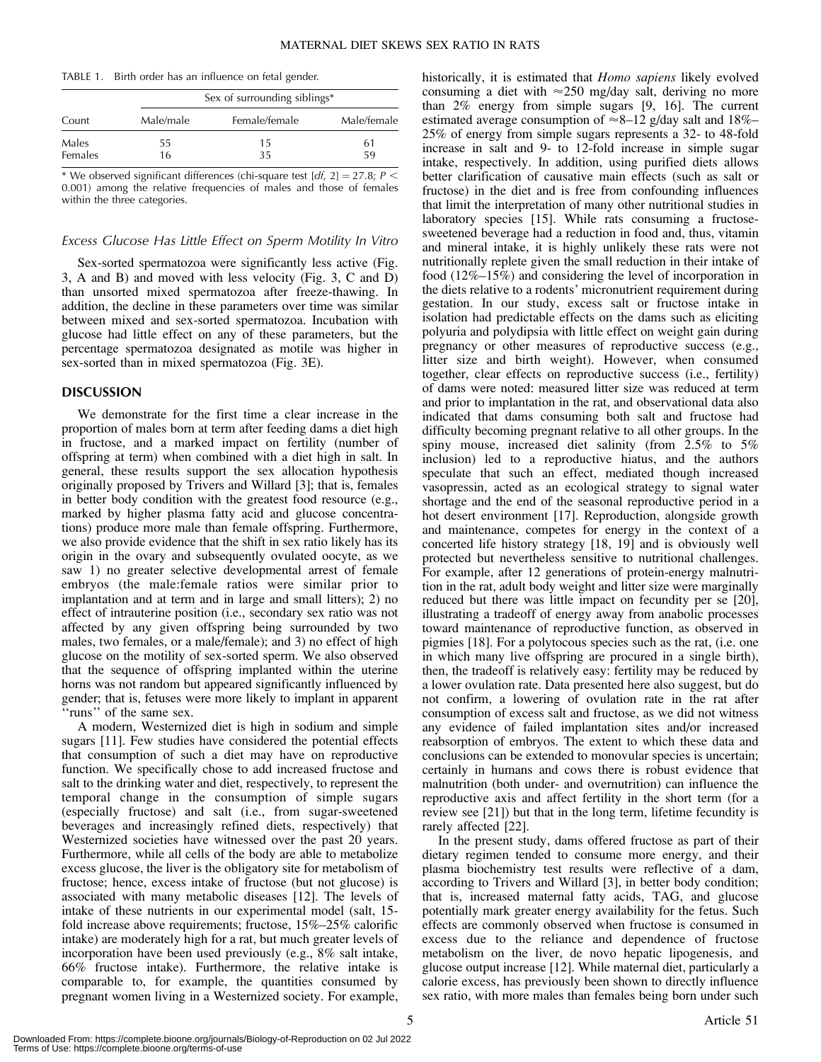TABLE 1. Birth order has an influence on fetal gender.

| Count | Sex of surrounding siblings* | | |
|---|---|---|---|
| | Male/male | Female/female | Male/female |
| Males | 55 | 15 | 61 |
| Females | 16 | 35 | 59 |

\* We observed significant differences (chi-square test [*df*, 2] = 27.8; $P < 0.001$) among the relative frequencies of males and those of females within the three categories.

### *Excess Glucose Has Little Effect on Sperm Motility In Vitro*

Sex-sorted spermatozoa were significantly less active (Fig. 3, A and B) and moved with less velocity (Fig. 3, C and D) than unsorted mixed spermatozoa after freeze-thawing. In addition, the decline in these parameters over time was similar between mixed and sex-sorted spermatozoa. Incubation with glucose had little effect on any of these parameters, but the percentage spermatozoa designated as motile was higher in sex-sorted than in mixed spermatozoa (Fig. 3E).

## DISCUSSION

We demonstrate for the first time a clear increase in the proportion of males born at term after feeding dams a diet high in fructose, and a marked impact on fertility (number of offspring at term) when combined with a diet high in salt. In general, these results support the sex allocation hypothesis originally proposed by Trivers and Willard [3]; that is, females in better body condition with the greatest food resource (e.g., marked by higher plasma fatty acid and glucose concentrations) produce more male than female offspring. Furthermore, we also provide evidence that the shift in sex ratio likely has its origin in the ovary and subsequently ovulated oocyte, as we saw 1) no greater selective developmental arrest of female embryos (the male:female ratios were similar prior to implantation and at term and in large and small litters); 2) no effect of intrauterine position (i.e., secondary sex ratio was not affected by any given offspring being surrounded by two males, two females, or a male/female); and 3) no effect of high glucose on the motility of sex-sorted sperm. We also observed that the sequence of offspring implanted within the uterine horns was not random but appeared significantly influenced by gender; that is, fetuses were more likely to implant in apparent ''runs'' of the same sex.

A modern, Westernized diet is high in sodium and simple sugars [11]. Few studies have considered the potential effects that consumption of such a diet may have on reproductive function. We specifically chose to add increased fructose and salt to the drinking water and diet, respectively, to represent the temporal change in the consumption of simple sugars (especially fructose) and salt (i.e., from sugar-sweetened beverages and increasingly refined diets, respectively) that Westernized societies have witnessed over the past 20 years. Furthermore, while all cells of the body are able to metabolize excess glucose, the liver is the obligatory site for metabolism of fructose; hence, excess intake of fructose (but not glucose) is associated with many metabolic diseases [12]. The levels of intake of these nutrients in our experimental model (salt, 15-fold increase above requirements; fructose, 15%–25% calorific intake) are moderately high for a rat, but much greater levels of incorporation have been used previously (e.g., 8% salt intake, 66% fructose intake). Furthermore, the relative intake is comparable to, for example, the quantities consumed by pregnant women living in a Westernized society. For example, historically, it is estimated that *Homo sapiens* likely evolved consuming a diet with ≈250 mg/day salt, deriving no more than 2% energy from simple sugars [9, 16]. The current estimated average consumption of ≈8–12 g/day salt and 18%–25% of energy from simple sugars represents a 32- to 48-fold increase in salt and 9- to 12-fold increase in simple sugar intake, respectively. In addition, using purified diets allows better clarification of causative main effects (such as salt or fructose) in the diet and is free from confounding influences that limit the interpretation of many other nutritional studies in laboratory species [15]. While rats consuming a fructose-sweetened beverage had a reduction in food and, thus, vitamin and mineral intake, it is highly unlikely these rats were not nutritionally replete given the small reduction in their intake of food (12%–15%) and considering the level of incorporation in the diets relative to a rodents' micronutrient requirement during gestation. In our study, excess salt or fructose intake in isolation had predictable effects on the dams such as eliciting polyuria and polydipsia with little effect on weight gain during pregnancy or other measures of reproductive success (e.g., litter size and birth weight). However, when consumed together, clear effects on reproductive success (i.e., fertility) of dams were noted: measured litter size was reduced at term and prior to implantation in the rat, and observational data also indicated that dams consuming both salt and fructose had difficulty becoming pregnant relative to all other groups. In the spiny mouse, increased diet salinity (from 2.5% to 5% inclusion) led to a reproductive hiatus, and the authors speculate that such an effect, mediated though increased vasopressin, acted as an ecological strategy to signal water shortage and the end of the seasonal reproductive period in a hot desert environment [17]. Reproduction, alongside growth and maintenance, competes for energy in the context of a concerted life history strategy [18, 19] and is obviously well protected but nevertheless sensitive to nutritional challenges. For example, after 12 generations of protein-energy malnutrition in the rat, adult body weight and litter size were marginally reduced but there was little impact on fecundity per se [20], illustrating a tradeoff of energy away from anabolic processes toward maintenance of reproductive function, as observed in pigmies [18]. For a polytocous species such as the rat, (i.e. one in which many live offspring are procured in a single birth), then, the tradeoff is relatively easy: fertility may be reduced by a lower ovulation rate. Data presented here also suggest, but do not confirm, a lowering of ovulation rate in the rat after consumption of excess salt and fructose, as we did not witness any evidence of failed implantation sites and/or increased reabsorption of embryos. The extent to which these data and conclusions can be extended to monovular species is uncertain; certainly in humans and cows there is robust evidence that malnutrition (both under- and overnutrition) can influence the reproductive axis and affect fertility in the short term (for a review see [21]) but that in the long term, lifetime fecundity is rarely affected [22].

In the present study, dams offered fructose as part of their dietary regimen tended to consume more energy, and their plasma biochemistry test results were reflective of a dam, according to Trivers and Willard [3], in better body condition; that is, increased maternal fatty acids, TAG, and glucose potentially mark greater energy availability for the fetus. Such effects are commonly observed when fructose is consumed in excess due to the reliance and dependence of fructose metabolism on the liver, de novo hepatic lipogenesis, and glucose output increase [12]. While maternal diet, particularly a calorie excess, has previously been shown to directly influence sex ratio, with more males than females being born under such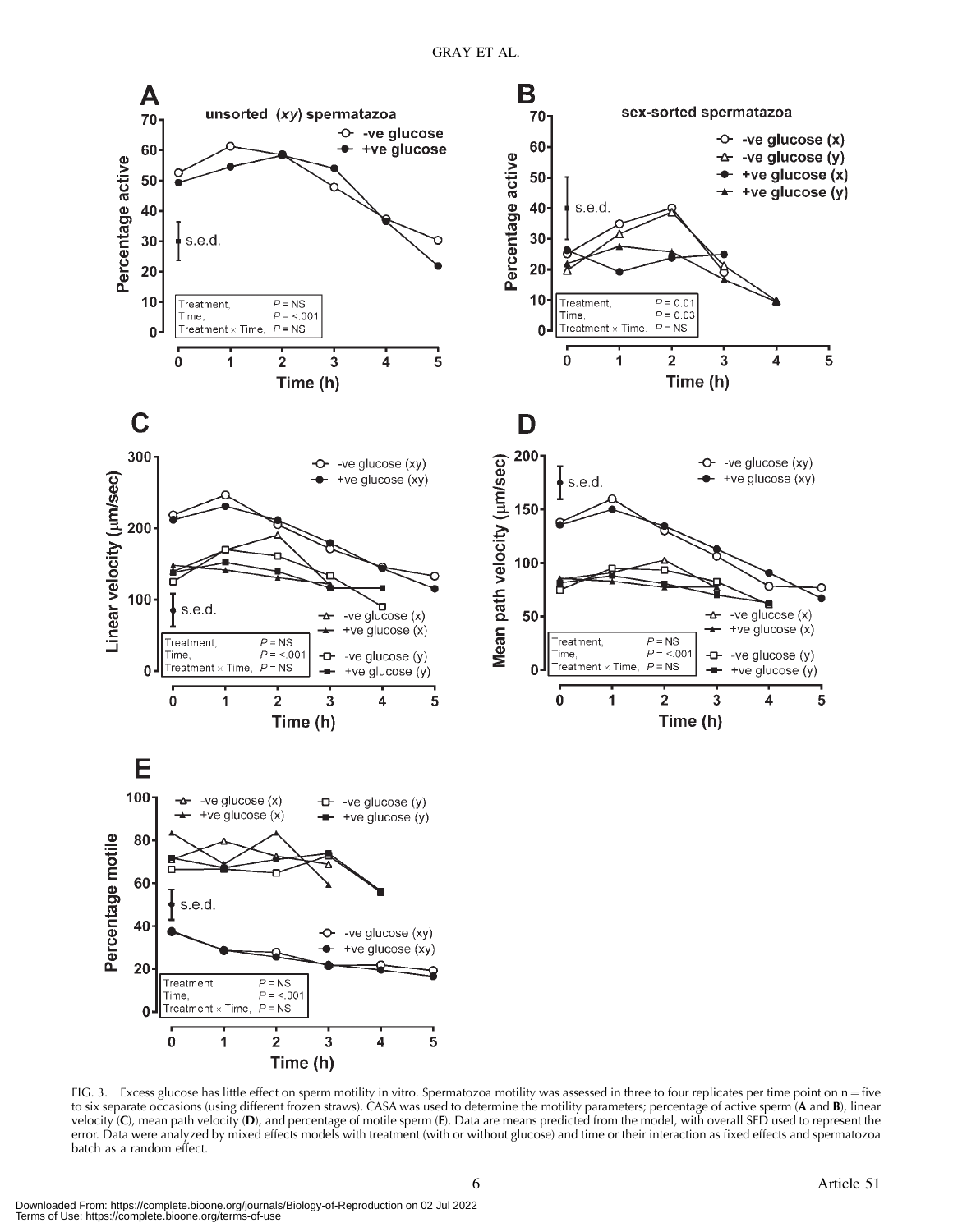FIG. 3. Excess glucose has little effect on sperm motility in vitro. Spermatozoa motility was assessed in three to four replicates per time point on n = five to six separate occasions (using different frozen straws). CASA was used to determine the motility parameters; percentage of active sperm (**A** and **B**), linear velocity (**C**), mean path velocity (**D**), and percentage of motile sperm (**E**). Data are means predicted from the model, with overall SED used to represent the error. Data were analyzed by mixed effects models with treatment (with or without glucose) and time or their interaction as fixed effects and spermatozoa batch as a random effect.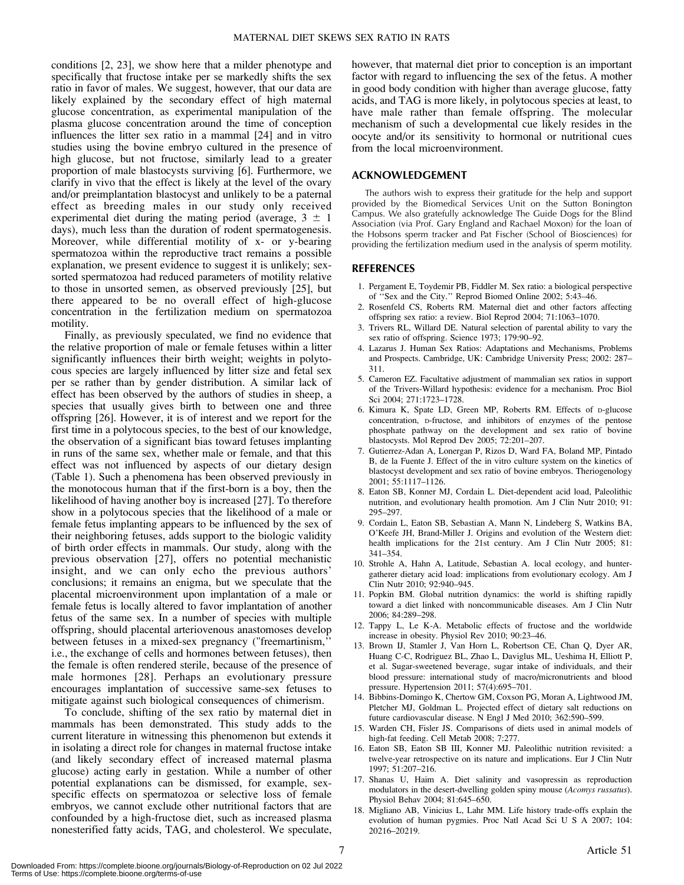conditions [2, 23], we show here that a milder phenotype and specifically that fructose intake per se markedly shifts the sex ratio in favor of males. We suggest, however, that our data are likely explained by the secondary effect of high maternal glucose concentration, as experimental manipulation of the plasma glucose concentration around the time of conception influences the litter sex ratio in a mammal [24] and in vitro studies using the bovine embryo cultured in the presence of high glucose, but not fructose, similarly lead to a greater proportion of male blastocysts surviving [6]. Furthermore, we clarify in vivo that the effect is likely at the level of the ovary and/or preimplantation blastocyst and unlikely to be a paternal effect as breeding males in our study only received experimental diet during the mating period (average, $3 \pm 1$ days), much less than the duration of rodent spermatogenesis. Moreover, while differential motility of x- or y-bearing spermatozoa within the reproductive tract remains a possible explanation, we present evidence to suggest it is unlikely; sex-sorted spermatozoa had reduced parameters of motility relative to those in unsorted semen, as observed previously [25], but there appeared to be no overall effect of high-glucose concentration in the fertilization medium on spermatozoa motility.

Finally, as previously speculated, we find no evidence that the relative proportion of male or female fetuses within a litter significantly influences their birth weight; weights in polytocous species are largely influenced by litter size and fetal sex per se rather than by gender distribution. A similar lack of effect has been observed by the authors of studies in sheep, a species that usually gives birth to between one and three offspring [26]. However, it is of interest and we report for the first time in a polytocous species, to the best of our knowledge, the observation of a significant bias toward fetuses implanting in runs of the same sex, whether male or female, and that this effect was not influenced by aspects of our dietary design (Table 1). Such a phenomena has been observed previously in the monotocous human that if the first-born is a boy, then the likelihood of having another boy is increased [27]. To therefore show in a polytocous species that the likelihood of a male or female fetus implanting appears to be influenced by the sex of their neighboring fetuses, adds support to the biologic validity of birth order effects in mammals. Our study, along with the previous observation [27], offers no potential mechanistic insight, and we can only echo the previous authors' conclusions; it remains an enigma, but we speculate that the placental microenvironment upon implantation of a male or female fetus is locally altered to favor implantation of another fetus of the same sex. In a number of species with multiple offspring, should placental arteriovenous anastomoses develop between fetuses in a mixed-sex pregnancy ("freemartinism," i.e., the exchange of cells and hormones between fetuses), then the female is often rendered sterile, because of the presence of male hormones [28]. Perhaps an evolutionary pressure encourages implantation of successive same-sex fetuses to mitigate against such biological consequences of chimerism.

To conclude, shifting of the sex ratio by maternal diet in mammals has been demonstrated. This study adds to the current literature in witnessing this phenomenon but extends it in isolating a direct role for changes in maternal fructose intake (and likely secondary effect of increased maternal plasma glucose) acting early in gestation. While a number of other potential explanations can be dismissed, for example, sex-specific effects on spermatozoa or selective loss of female embryos, we cannot exclude other nutritional factors that are confounded by a high-fructose diet, such as increased plasma nonesterified fatty acids, TAG, and cholesterol. We speculate, however, that maternal diet prior to conception is an important factor with regard to influencing the sex of the fetus. A mother in good body condition with higher than average glucose, fatty acids, and TAG is more likely, in polytocous species at least, to have male rather than female offspring. The molecular mechanism of such a developmental cue likely resides in the oocyte and/or its sensitivity to hormonal or nutritional cues from the local microenvironment.

## ACKNOWLEDGEMENT

The authors wish to express their gratitude for the help and support provided by the Biomedical Services Unit on the Sutton Bonington Campus. We also gratefully acknowledge The Guide Dogs for the Blind Association (via Prof. Gary England and Rachael Moxon) for the loan of the Hobsons sperm tracker and Pat Fischer (School of Biosciences) for providing the fertilization medium used in the analysis of sperm motility.

## REFERENCES

1. Pergament E, Toydemir PB, Fiddler M. Sex ratio: a biological perspective of "Sex and the City." Reprod Biomed Online 2002; 5:43–46.
2. Rosenfeld CS, Roberts RM. Maternal diet and other factors affecting offspring sex ratio: a review. Biol Reprod 2004; 71:1063–1070.
3. Trivers RL, Willard DE. Natural selection of parental ability to vary the sex ratio of offspring. Science 1973; 179:90–92.
4. Lazarus J. Human Sex Ratios: Adaptations and Mechanisms, Problems and Prospects. Cambridge, UK: Cambridge University Press; 2002: 287–311.
5. Cameron EZ. Facultative adjustment of mammalian sex ratios in support of the Trivers-Willard hypothesis: evidence for a mechanism. Proc Biol Sci 2004; 271:1723–1728.
6. Kimura K, Spate LD, Green MP, Roberts RM. Effects of D-glucose concentration, D-fructose, and inhibitors of enzymes of the pentose phosphate pathway on the development and sex ratio of bovine blastocysts. Mol Reprod Dev 2005; 72:201–207.
7. Gutierrez-Adan A, Lonergan P, Rizos D, Ward FA, Boland MP, Pintado B, de la Fuente J. Effect of the in vitro culture system on the kinetics of blastocyst development and sex ratio of bovine embryos. Theriogenology 2001; 55:1117–1126.
8. Eaton SB, Konner MJ, Cordain L. Diet-dependent acid load, Paleolithic nutrition, and evolutionary health promotion. Am J Clin Nutr 2010; 91: 295–297.
9. Cordain L, Eaton SB, Sebastian A, Mann N, Lindeberg S, Watkins BA, O'Keefe JH, Brand-Miller J. Origins and evolution of the Western diet: health implications for the 21st century. Am J Clin Nutr 2005; 81: 341–354.
10. Strohle A, Hahn A, Latitude, Sebastian A. local ecology, and hunter-gatherer dietary acid load: implications from evolutionary ecology. Am J Clin Nutr 2010; 92:940–945.
11. Popkin BM. Global nutrition dynamics: the world is shifting rapidly toward a diet linked with noncommunicable diseases. Am J Clin Nutr 2006; 84:289–298.
12. Tappy L, Le K-A. Metabolic effects of fructose and the worldwide increase in obesity. Physiol Rev 2010; 90:23–46.
13. Brown IJ, Stamler J, Van Horn L, Robertson CE, Chan Q, Dyer AR, Huang C-C, Rodriguez BL, Zhao L, Daviglus ML, Ueshima H, Elliott P, et al. Sugar-sweetened beverage, sugar intake of individuals, and their blood pressure: international study of macro/micronutrients and blood pressure. Hypertension 2011; 57(4):695–701.
14. Bibbins-Domingo K, Chertow GM, Coxson PG, Moran A, Lightwood JM, Pletcher MJ, Goldman L. Projected effect of dietary salt reductions on future cardiovascular disease. N Engl J Med 2010; 362:590–599.
15. Warden CH, Fisler JS. Comparisons of diets used in animal models of high-fat feeding. Cell Metab 2008; 7:277.
16. Eaton SB, Eaton SB III, Konner MJ. Paleolithic nutrition revisited: a twelve-year retrospective on its nature and implications. Eur J Clin Nutr 1997; 51:207–216.
17. Shanas U, Haim A. Diet salinity and vasopressin as reproduction modulators in the desert-dwelling golden spiny mouse (*Acomys russatus*). Physiol Behav 2004; 81:645–650.
18. Migliano AB, Vinicius L, Lahr MM. Life history trade-offs explain the evolution of human pygmies. Proc Natl Acad Sci U S A 2007; 104: 20216–20219.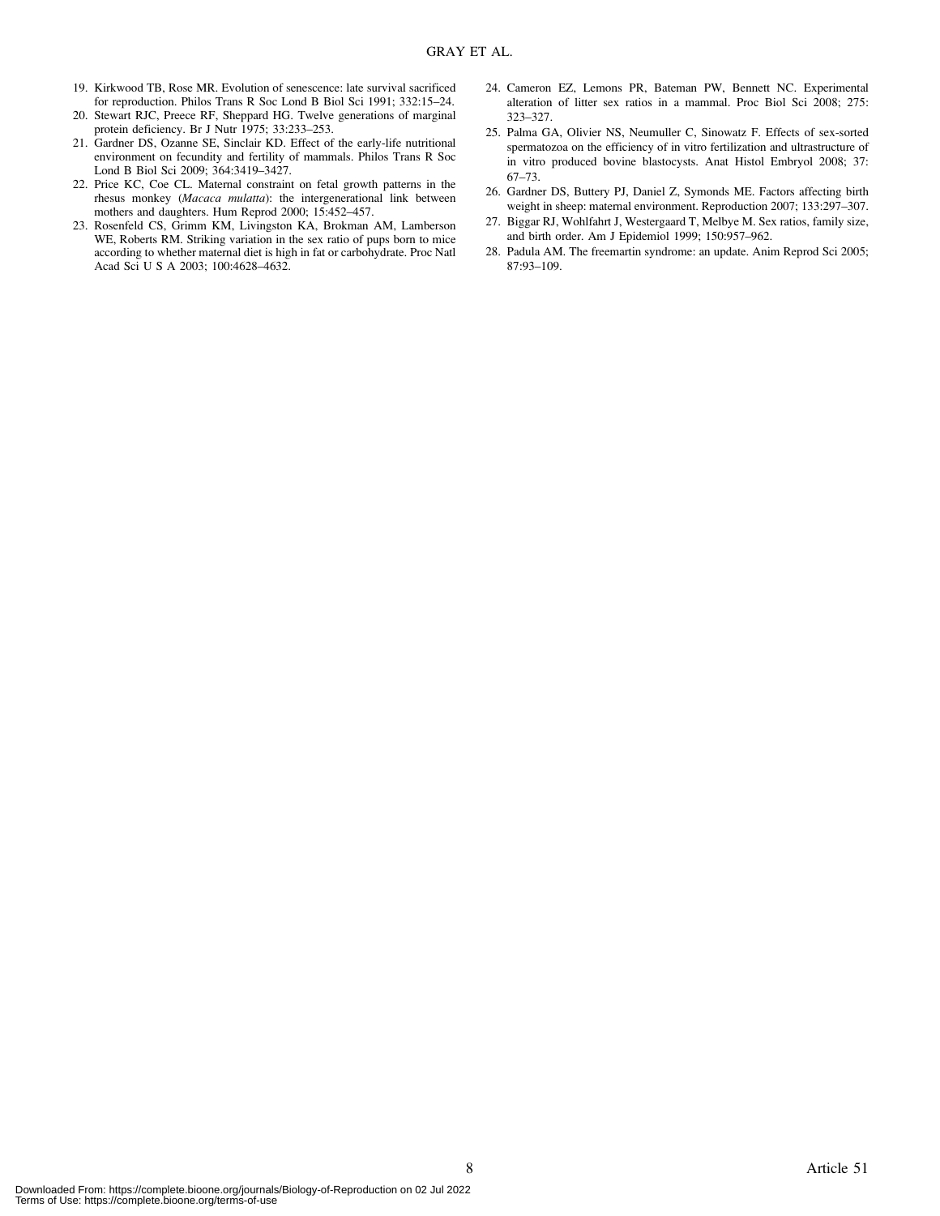19. Kirkwood TB, Rose MR. Evolution of senescence: late survival sacrificed for reproduction. Philos Trans R Soc Lond B Biol Sci 1991; 332:15–24.
20. Stewart RJC, Preece RF, Sheppard HG. Twelve generations of marginal protein deficiency. Br J Nutr 1975; 33:233–253.
21. Gardner DS, Ozanne SE, Sinclair KD. Effect of the early-life nutritional environment on fecundity and fertility of mammals. Philos Trans R Soc Lond B Biol Sci 2009; 364:3419–3427.
22. Price KC, Coe CL. Maternal constraint on fetal growth patterns in the rhesus monkey (*Macaca mulatta*): the intergenerational link between mothers and daughters. Hum Reprod 2000; 15:452–457.
23. Rosenfeld CS, Grimm KM, Livingston KA, Brokman AM, Lamberson WE, Roberts RM. Striking variation in the sex ratio of pups born to mice according to whether maternal diet is high in fat or carbohydrate. Proc Natl Acad Sci U S A 2003; 100:4628–4632.
24. Cameron EZ, Lemons PR, Bateman PW, Bennett NC. Experimental alteration of litter sex ratios in a mammal. Proc Biol Sci 2008; 275: 323–327.
25. Palma GA, Olivier NS, Neumuller C, Sinowatz F. Effects of sex-sorted spermatozoa on the efficiency of in vitro fertilization and ultrastructure of in vitro produced bovine blastocysts. Anat Histol Embryol 2008; 37: 67–73.
26. Gardner DS, Buttery PJ, Daniel Z, Symonds ME. Factors affecting birth weight in sheep: maternal environment. Reproduction 2007; 133:297–307.
27. Biggar RJ, Wohlfahrt J, Westergaard T, Melbye M. Sex ratios, family size, and birth order. Am J Epidemiol 1999; 150:957–962.
28. Padula AM. The freemartin syndrome: an update. Anim Reprod Sci 2005; 87:93–109.